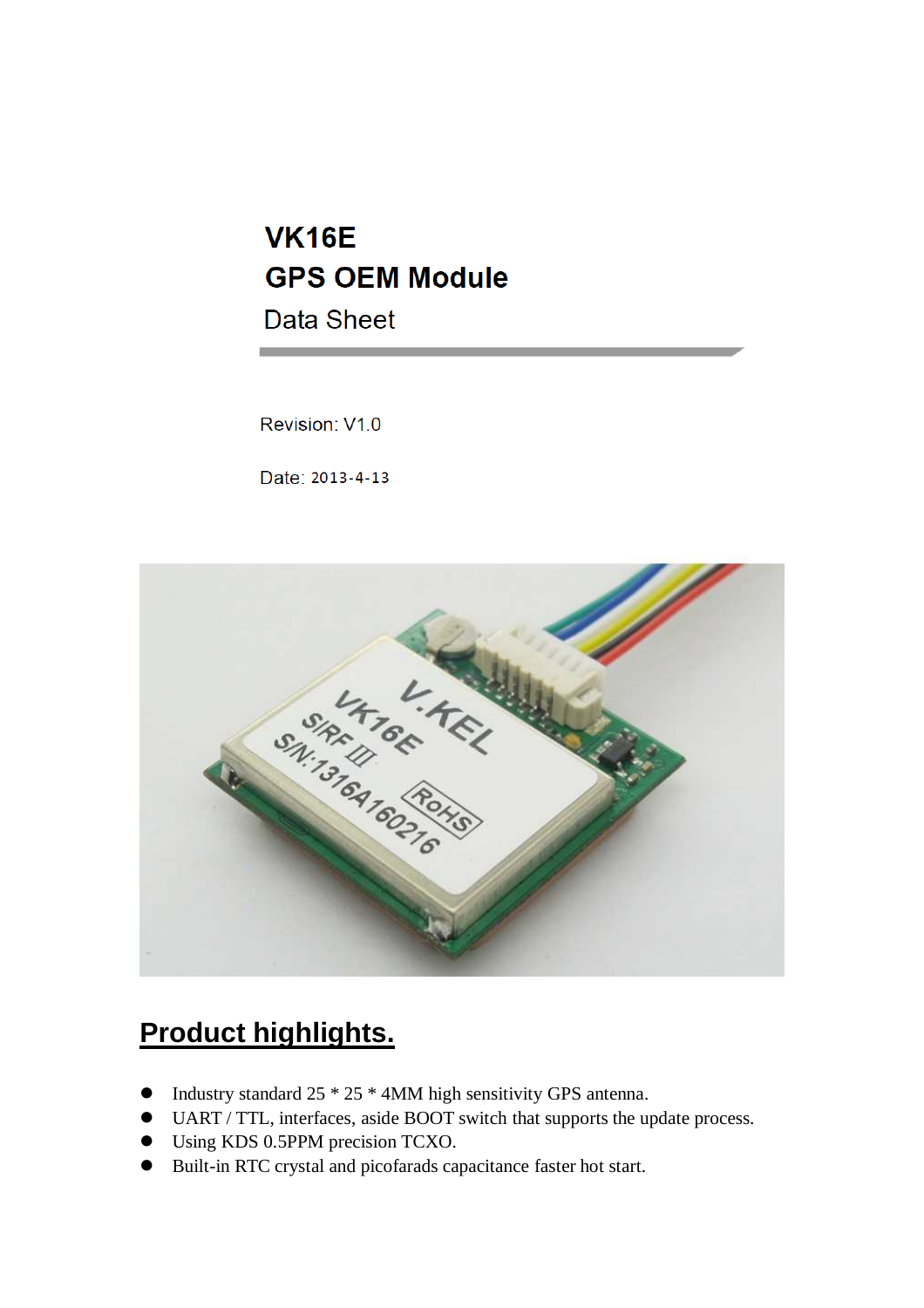# VK16E
# GPS OEM Module
Data Sheet

Revision: V1.0

Date: 2013-4-13

## Product highlights.

- Industry standard 25 * 25 * 4MM high sensitivity GPS antenna.
- UART / TTL, interfaces, aside BOOT switch that supports the update process.
- Using KDS 0.5PPM precision TCXO.
- Built-in RTC crystal and picofarads capacitance faster hot start.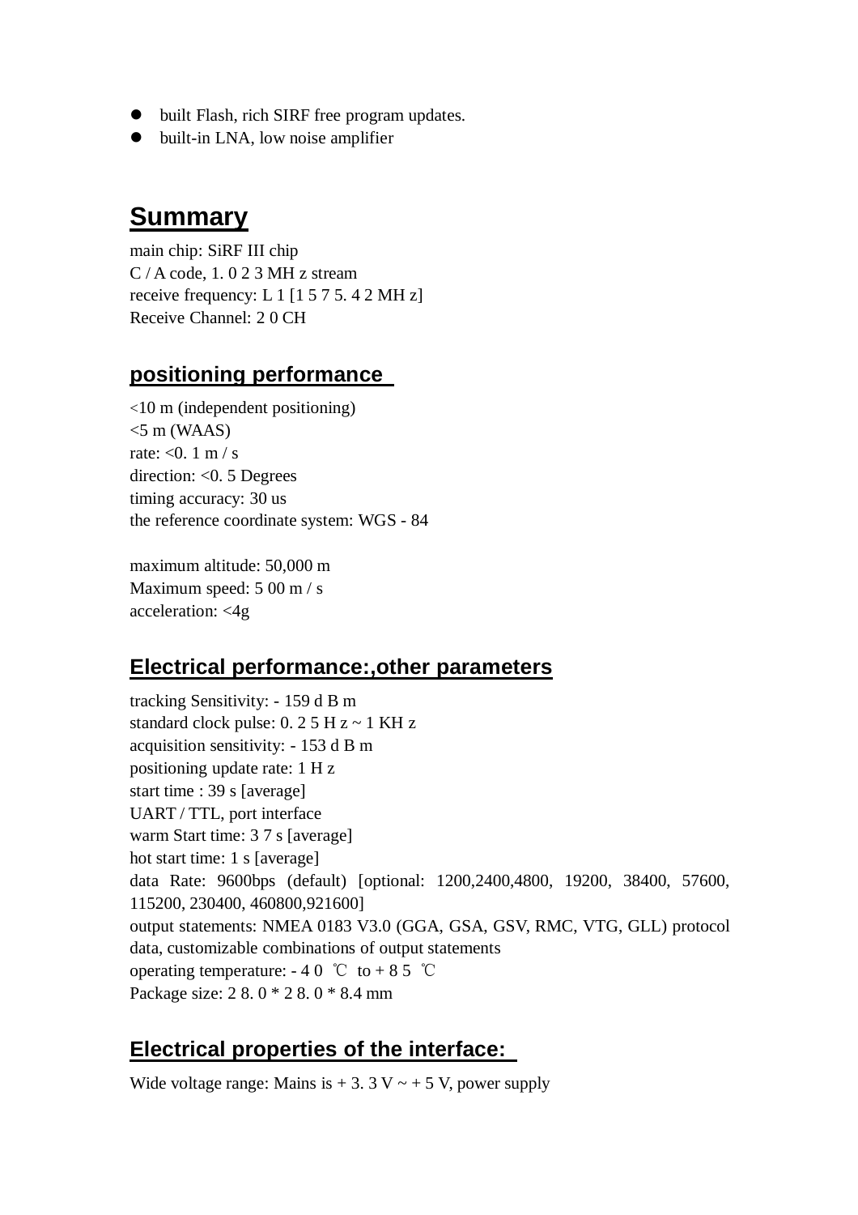- built Flash, rich SIRF free program updates.
- built-in LNA, low noise amplifier

## Summary

main chip: SiRF III chip
C / A code, 1. 0 2 3 MH z stream
receive frequency: L 1 [1 5 7 5. 4 2 MH z]
Receive Channel: 2 0 CH

### positioning performance

<10 m (independent positioning)
<5 m (WAAS)
rate: <0. 1 m / s
direction: <0. 5 Degrees
timing accuracy: 30 us
the reference coordinate system: WGS - 84

maximum altitude: 50,000 m
Maximum speed: 5 00 m / s
acceleration: <4g

### Electrical performance:,other parameters

tracking Sensitivity: - 159 d B m
standard clock pulse: 0. 2 5 H z ~ 1 KH z
acquisition sensitivity: - 153 d B m
positioning update rate: 1 H z
start time : 39 s [average]
UART / TTL, port interface
warm Start time: 3 7 s [average]
hot start time: 1 s [average]
data Rate: 9600bps (default) [optional: 1200,2400,4800, 19200, 38400, 57600, 115200, 230400, 460800,921600]
output statements: NMEA 0183 V3.0 (GGA, GSA, GSV, RMC, VTG, GLL) protocol data, customizable combinations of output statements
operating temperature: - 4 0 ℃ to + 8 5 ℃
Package size: 2 8. 0 * 2 8. 0 * 8.4 mm

### Electrical properties of the interface:

Wide voltage range: Mains is + 3. 3 V ~ + 5 V, power supply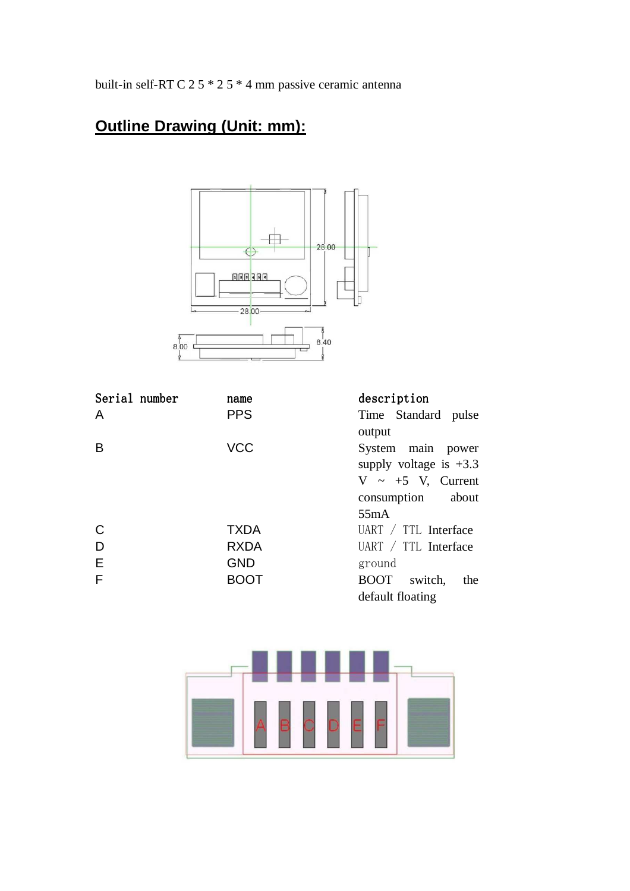built-in self-RT C 2 5 * 2 5 * 4 mm passive ceramic antenna

## Outline Drawing (Unit: mm):

| Serial number | name | description |
|---|---|---|
| A | PPS | Time Standard pulse output |
| B | VCC | System main power supply voltage is +3.3 V ~ +5 V, Current consumption about 55mA |
| C | TXDA | UART / TTL Interface |
| D | RXDA | UART / TTL Interface |
| E | GND | ground |
| F | BOOT | BOOT switch, the default floating |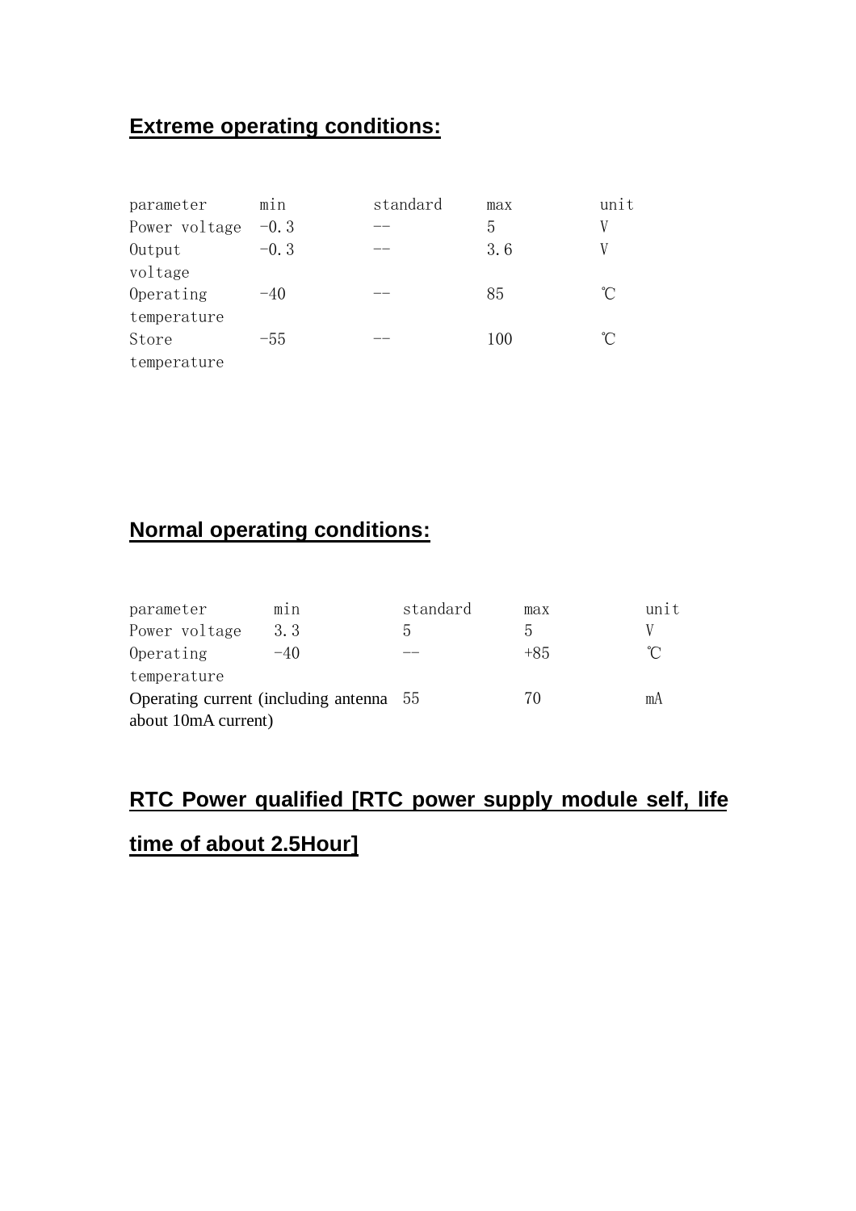## Extreme operating conditions:

| parameter | min | standard | max | unit |
| --- | --- | --- | --- | --- |
| Power voltage | -0.3 | -- | 5 | V |
| Output voltage | -0.3 | -- | 3.6 | V |
| Operating temperature | -40 | -- | 85 | ℃ |
| Store temperature | -55 | -- | 100 | ℃ |

## Normal operating conditions:

| parameter | min | standard | max | unit |
| --- | --- | --- | --- | --- |
| Power voltage | 3.3 | 5 | 5 | V |
| Operating temperature | -40 | -- | +85 | ℃ |
| Operating current (including antenna about 10mA current) | | 55 | 70 | mA |

## RTC Power qualified [RTC power supply module self, life time of about 2.5Hour]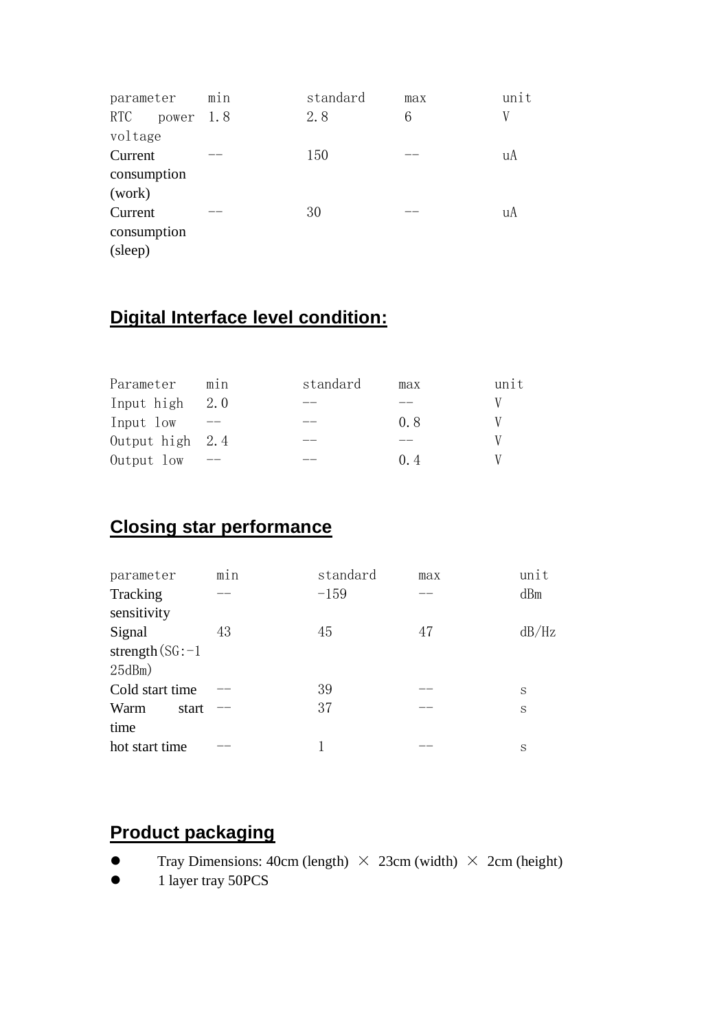| parameter | min | standard | max | unit |
| --- | --- | --- | --- | --- |
| RTC power voltage | 1.8 | 2.8 | 6 | V |
| Current consumption (work) | -- | 150 | -- | uA |
| Current consumption (sleep) | -- | 30 | -- | uA |

## Digital Interface level condition:

| Parameter | min | standard | max | unit |
| --- | --- | --- | --- | --- |
| Input high | 2.0 | -- | -- | V |
| Input low | -- | -- | 0.8 | V |
| Output high | 2.4 | -- | -- | V |
| Output low | -- | -- | 0.4 | V |

## Closing star performance

| parameter | min | standard | max | unit |
| --- | --- | --- | --- | --- |
| Tracking sensitivity | -- | -159 | -- | dBm |
| Signal strength(SG:-125dBm) | 43 | 45 | 47 | dB/Hz |
| Cold start time | -- | 39 | -- | s |
| Warm start time | -- | 37 | -- | s |
| hot start time | -- | 1 | -- | s |

## Product packaging

- Tray Dimensions: 40cm (length) × 23cm (width) × 2cm (height)
- 1 layer tray 50PCS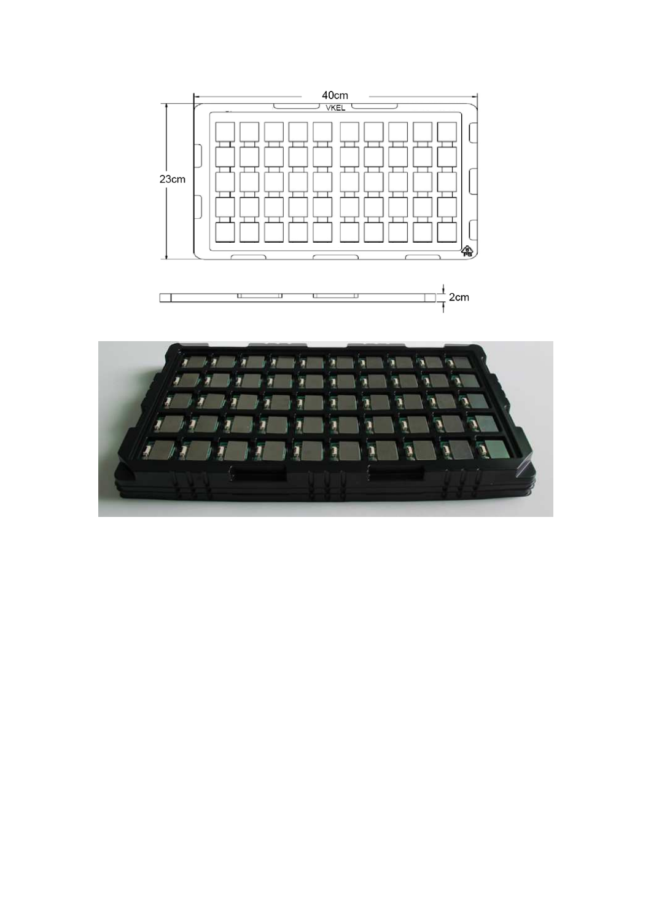40cm

VKEL

23cm

2cm